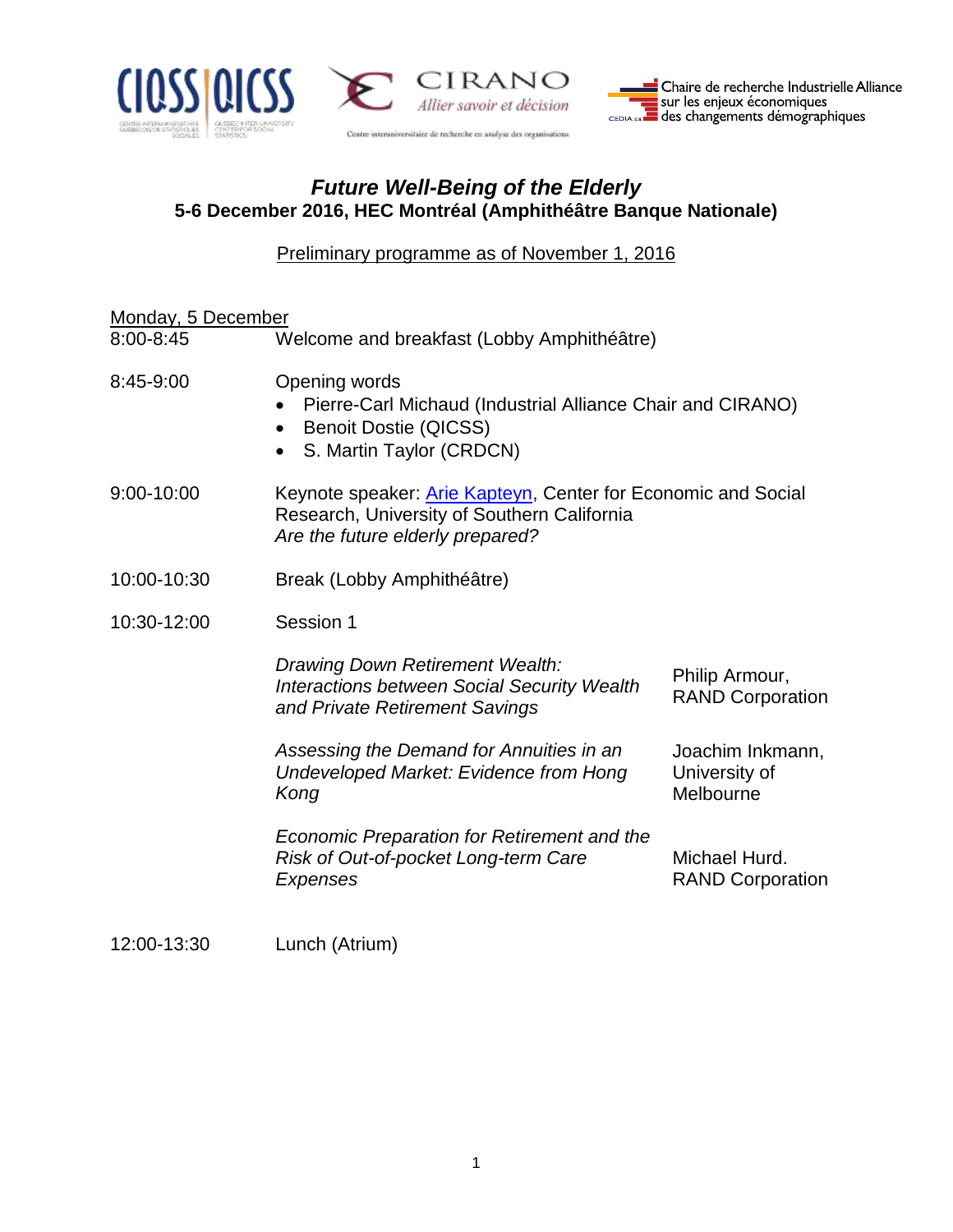# *Future Well-Being of the Elderly*

**5-6 December 2016, HEC Montréal (Amphithéâtre Banque Nationale)**

Preliminary programme as of November 1, 2016

Monday, 5 December

8:00-8:45 Welcome and breakfast (Lobby Amphithéâtre)

8:45-9:00 Opening words

- Pierre-Carl Michaud (Industrial Alliance Chair and CIRANO)
- Benoit Dostie (QICSS)
- S. Martin Taylor (CRDCN)

9:00-10:00 Keynote speaker: [Arie Kapteyn](), Center for Economic and Social Research, University of Southern California
*Are the future elderly prepared?*

10:00-10:30 Break (Lobby Amphithéâtre)

10:30-12:00 Session 1

| | | |
|---|---|---|
| | *Drawing Down Retirement Wealth: Interactions between Social Security Wealth and Private Retirement Savings* | Philip Armour, RAND Corporation |
| | *Assessing the Demand for Annuities in an Undeveloped Market: Evidence from Hong Kong* | Joachim Inkmann, University of Melbourne |
| | *Economic Preparation for Retirement and the Risk of Out-of-pocket Long-term Care Expenses* | Michael Hurd. RAND Corporation |

12:00-13:30 Lunch (Atrium)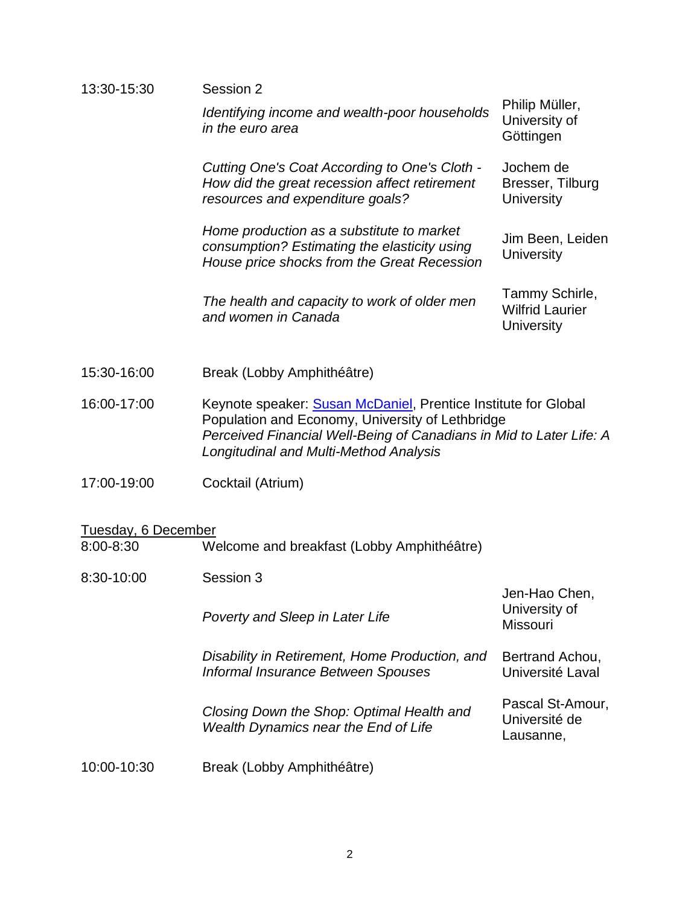| | | |
|---|---|---|
| 13:30-15:30 | Session 2 | |
| | *Identifying income and wealth-poor households in the euro area* | Philip Müller, University of Göttingen |
| | *Cutting One's Coat According to One's Cloth - How did the great recession affect retirement resources and expenditure goals?* | Jochem de Bresser, Tilburg University |
| | *Home production as a substitute to market consumption? Estimating the elasticity using House price shocks from the Great Recession* | Jim Been, Leiden University |
| | *The health and capacity to work of older men and women in Canada* | Tammy Schirle, Wilfrid Laurier University |
| 15:30-16:00 | Break (Lobby Amphithéâtre) | |
| 16:00-17:00 | Keynote speaker: [Susan McDaniel](), Prentice Institute for Global Population and Economy, University of Lethbridge *Perceived Financial Well-Being of Canadians in Mid to Later Life: A Longitudinal and Multi-Method Analysis* | |
| 17:00-19:00 | Cocktail (Atrium) | |

<u>Tuesday, 6 December</u>

| | | |
|---|---|---|
| 8:00-8:30 | Welcome and breakfast (Lobby Amphithéâtre) | |
| 8:30-10:00 | Session 3 | |
| | *Poverty and Sleep in Later Life* | Jen-Hao Chen, University of Missouri |
| | *Disability in Retirement, Home Production, and Informal Insurance Between Spouses* | Bertrand Achou, Université Laval |
| | *Closing Down the Shop: Optimal Health and Wealth Dynamics near the End of Life* | Pascal St-Amour, Université de Lausanne, |
| 10:00-10:30 | Break (Lobby Amphithéâtre) | |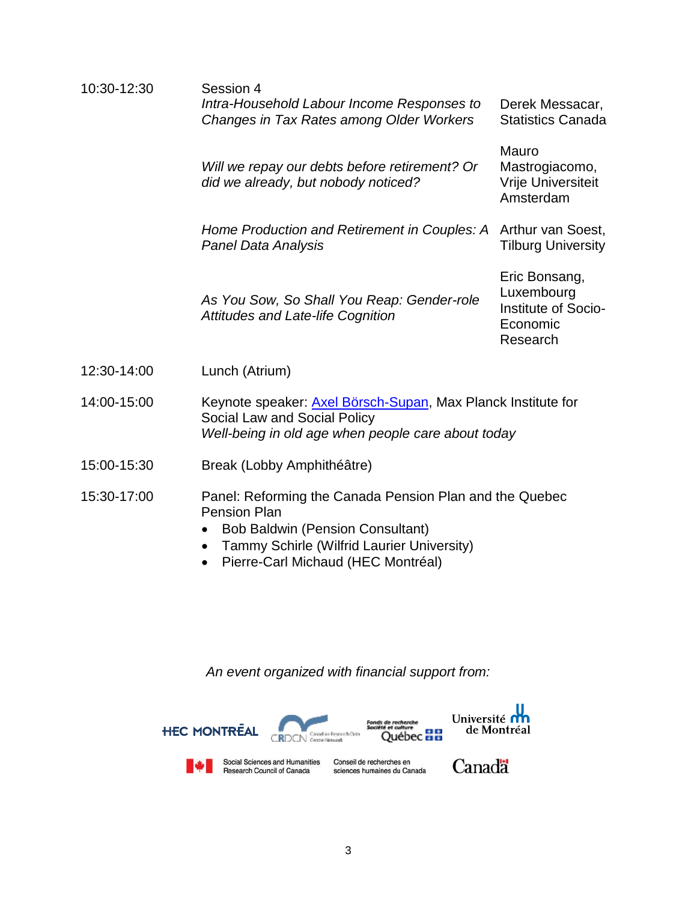| | | |
|---|---|---|
| 10:30-12:30 | Session 4<br>*Intra-Household Labour Income Responses to Changes in Tax Rates among Older Workers* | Derek Messacar, Statistics Canada |
| | *Will we repay our debts before retirement? Or did we already, but nobody noticed?* | Mauro Mastrogiacomo, Vrije Universiteit Amsterdam |
| | *Home Production and Retirement in Couples: A Panel Data Analysis* | Arthur van Soest, Tilburg University |
| | *As You Sow, So Shall You Reap: Gender-role Attitudes and Late-life Cognition* | Eric Bonsang, Luxembourg Institute of Socio-Economic Research |
| 12:30-14:00 | Lunch (Atrium) | |
| 14:00-15:00 | Keynote speaker: Axel Börsch-Supan, Max Planck Institute for Social Law and Social Policy<br>*Well-being in old age when people care about today* | |
| 15:00-15:30 | Break (Lobby Amphithéâtre) | |
| 15:30-17:00 | Panel: Reforming the Canada Pension Plan and the Quebec Pension Plan<br>• Bob Baldwin (Pension Consultant)<br>• Tammy Schirle (Wilfrid Laurier University)<br>• Pierre-Carl Michaud (HEC Montréal) | |

*An event organized with financial support from:*

HEC MONTRÉAL

CRDCN Canadian Research Data Centre Network

Fonds de recherche Société et culture Québec

Université de Montréal

Social Sciences and Humanities Research Council of Canada

Conseil de recherches en sciences humaines du Canada

Canada